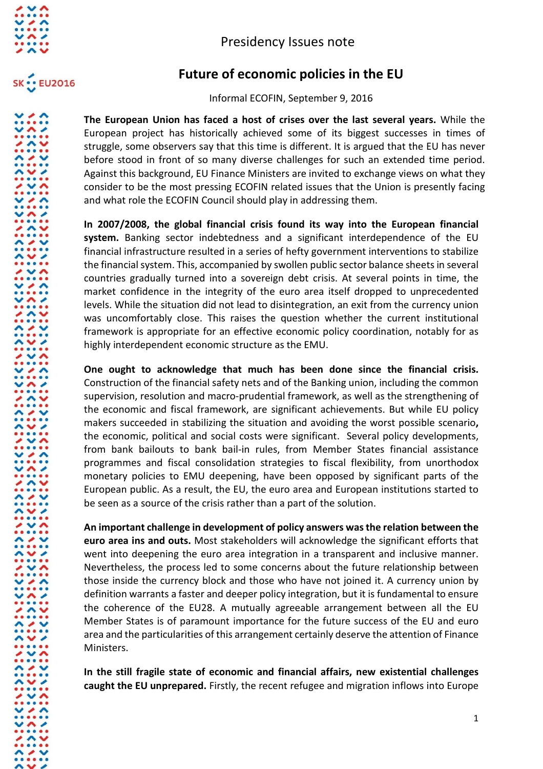SK EU2016

Presidency Issues note

# Future of economic policies in the EU

Informal ECOFIN, September 9, 2016

**The European Union has faced a host of crises over the last several years.** While the European project has historically achieved some of its biggest successes in times of struggle, some observers say that this time is different. It is argued that the EU has never before stood in front of so many diverse challenges for such an extended time period. Against this background, EU Finance Ministers are invited to exchange views on what they consider to be the most pressing ECOFIN related issues that the Union is presently facing and what role the ECOFIN Council should play in addressing them.

**In 2007/2008, the global financial crisis found its way into the European financial system.** Banking sector indebtedness and a significant interdependence of the EU financial infrastructure resulted in a series of hefty government interventions to stabilize the financial system. This, accompanied by swollen public sector balance sheets in several countries gradually turned into a sovereign debt crisis. At several points in time, the market confidence in the integrity of the euro area itself dropped to unprecedented levels. While the situation did not lead to disintegration, an exit from the currency union was uncomfortably close. This raises the question whether the current institutional framework is appropriate for an effective economic policy coordination, notably for as highly interdependent economic structure as the EMU.

**One ought to acknowledge that much has been done since the financial crisis.** Construction of the financial safety nets and of the Banking union, including the common supervision, resolution and macro-prudential framework, as well as the strengthening of the economic and fiscal framework, are significant achievements. But while EU policy makers succeeded in stabilizing the situation and avoiding the worst possible scenario**,** the economic, political and social costs were significant. Several policy developments, from bank bailouts to bank bail-in rules, from Member States financial assistance programmes and fiscal consolidation strategies to fiscal flexibility, from unorthodox monetary policies to EMU deepening, have been opposed by significant parts of the European public. As a result, the EU, the euro area and European institutions started to be seen as a source of the crisis rather than a part of the solution.

**An important challenge in development of policy answers was the relation between the euro area ins and outs.** Most stakeholders will acknowledge the significant efforts that went into deepening the euro area integration in a transparent and inclusive manner. Nevertheless, the process led to some concerns about the future relationship between those inside the currency block and those who have not joined it. A currency union by definition warrants a faster and deeper policy integration, but it is fundamental to ensure the coherence of the EU28. A mutually agreeable arrangement between all the EU Member States is of paramount importance for the future success of the EU and euro area and the particularities of this arrangement certainly deserve the attention of Finance Ministers.

**In the still fragile state of economic and financial affairs, new existential challenges caught the EU unprepared.** Firstly, the recent refugee and migration inflows into Europe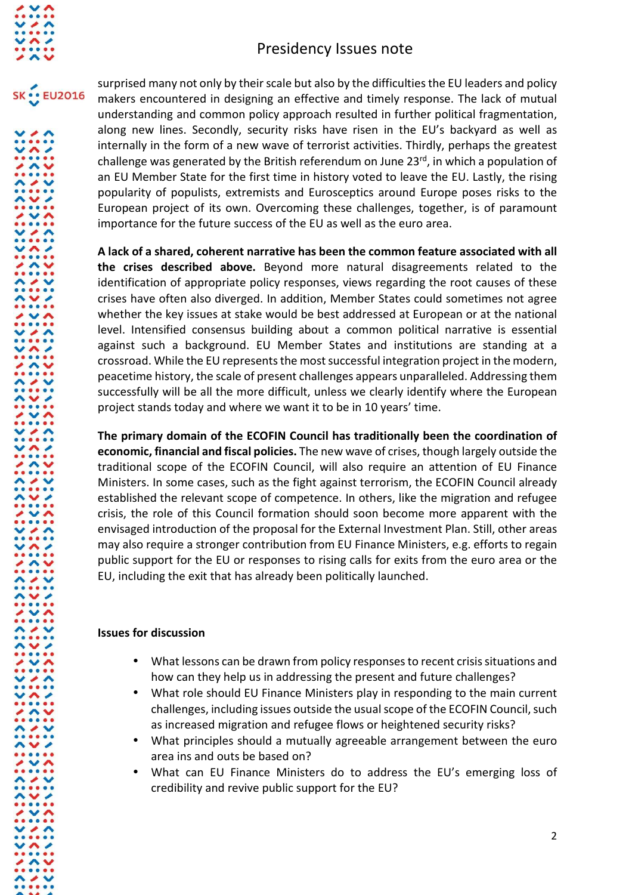surprised many not only by their scale but also by the difficulties the EU leaders and policy makers encountered in designing an effective and timely response. The lack of mutual understanding and common policy approach resulted in further political fragmentation, along new lines. Secondly, security risks have risen in the EU's backyard as well as internally in the form of a new wave of terrorist activities. Thirdly, perhaps the greatest challenge was generated by the British referendum on June 23rd, in which a population of an EU Member State for the first time in history voted to leave the EU. Lastly, the rising popularity of populists, extremists and Eurosceptics around Europe poses risks to the European project of its own. Overcoming these challenges, together, is of paramount importance for the future success of the EU as well as the euro area.

**A lack of a shared, coherent narrative has been the common feature associated with all the crises described above.** Beyond more natural disagreements related to the identification of appropriate policy responses, views regarding the root causes of these crises have often also diverged. In addition, Member States could sometimes not agree whether the key issues at stake would be best addressed at European or at the national level. Intensified consensus building about a common political narrative is essential against such a background. EU Member States and institutions are standing at a crossroad. While the EU represents the most successful integration project in the modern, peacetime history, the scale of present challenges appears unparalleled. Addressing them successfully will be all the more difficult, unless we clearly identify where the European project stands today and where we want it to be in 10 years' time.

**The primary domain of the ECOFIN Council has traditionally been the coordination of economic, financial and fiscal policies.** The new wave of crises, though largely outside the traditional scope of the ECOFIN Council, will also require an attention of EU Finance Ministers. In some cases, such as the fight against terrorism, the ECOFIN Council already established the relevant scope of competence. In others, like the migration and refugee crisis, the role of this Council formation should soon become more apparent with the envisaged introduction of the proposal for the External Investment Plan. Still, other areas may also require a stronger contribution from EU Finance Ministers, e.g. efforts to regain public support for the EU or responses to rising calls for exits from the euro area or the EU, including the exit that has already been politically launched.

**Issues for discussion**

- What lessons can be drawn from policy responses to recent crisis situations and how can they help us in addressing the present and future challenges?
- What role should EU Finance Ministers play in responding to the main current challenges, including issues outside the usual scope of the ECOFIN Council, such as increased migration and refugee flows or heightened security risks?
- What principles should a mutually agreeable arrangement between the euro area ins and outs be based on?
- What can EU Finance Ministers do to address the EU's emerging loss of credibility and revive public support for the EU?